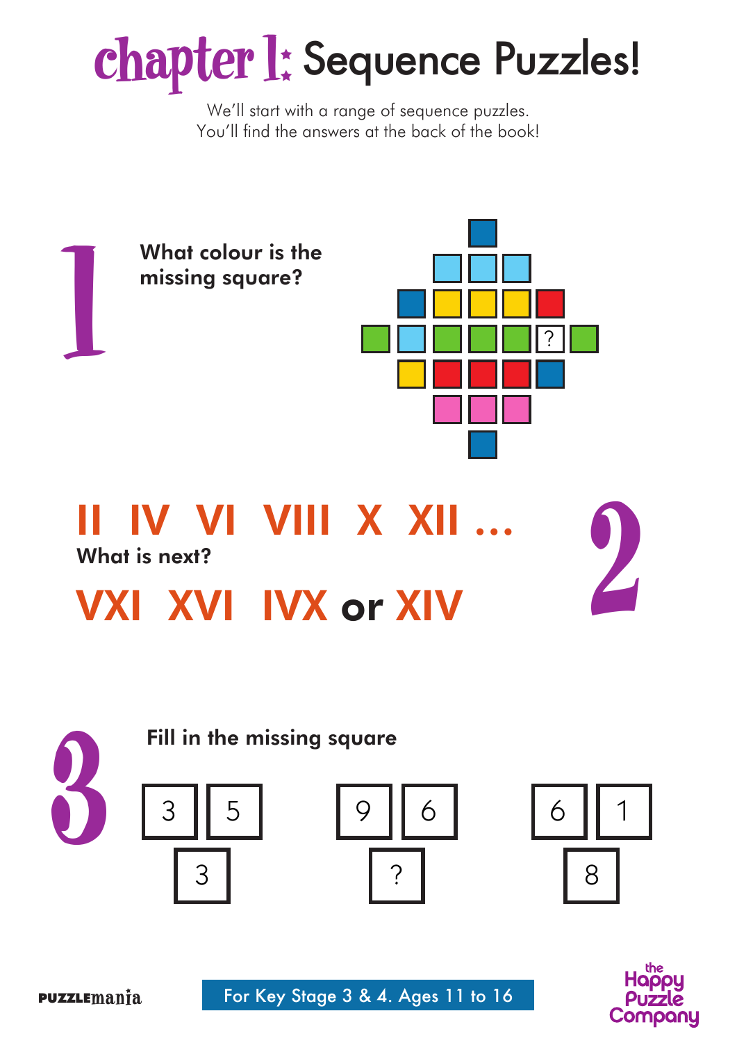# chapter 1: Sequence Puzzles!

We'll start with a range of sequence puzzles.
You'll find the answers at the back of the book!

## 1

**What colour is the missing square?**

## 2

**II IV VI VIII X XII ...**

**What is next?**

**VXI XVI IVX or XIV**

## 3

**Fill in the missing square**

| 3 | 5 |
|---|---|
| | 3 |

| 9 | 6 |
|---|---|
| | ? |

| 6 | 1 |
|---|---|
| | 8 |

PUZZLEmania

For Key Stage 3 & 4. Ages 11 to 16

the Happy Puzzle Company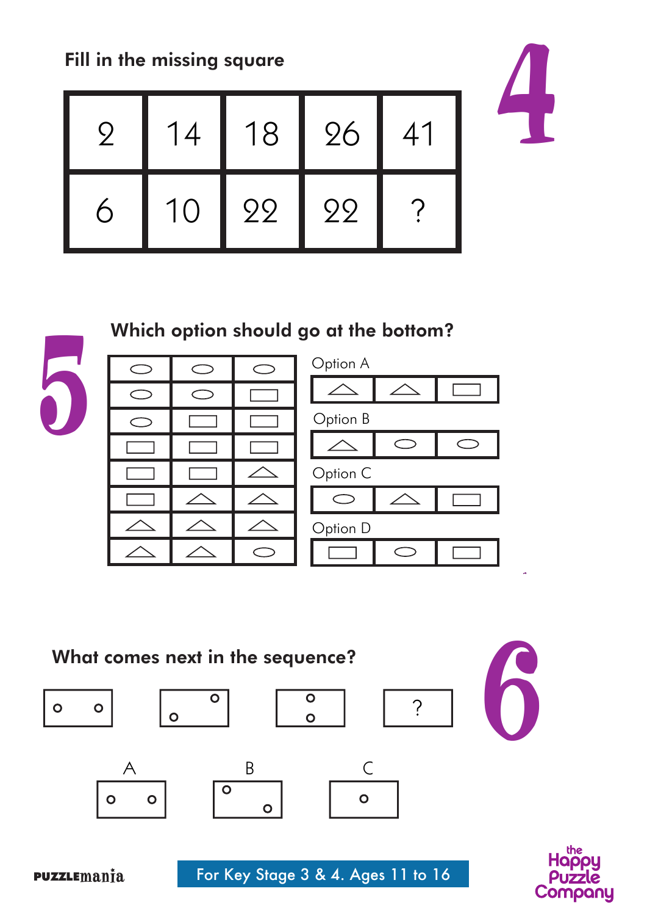## 4

### Fill in the missing square

| 2 | 14 | 18 | 26 | 41 |
|---|---|---|---|---|
| 6 | 10 | 22 | 22 | ? |

## 5

### Which option should go at the bottom?

Option A

Option B

Option C

Option D

## 6

### What comes next in the sequence?

?

A

B

C

PUZZLEmania

For Key Stage 3 & 4. Ages 11 to 16

the Happy Puzzle Company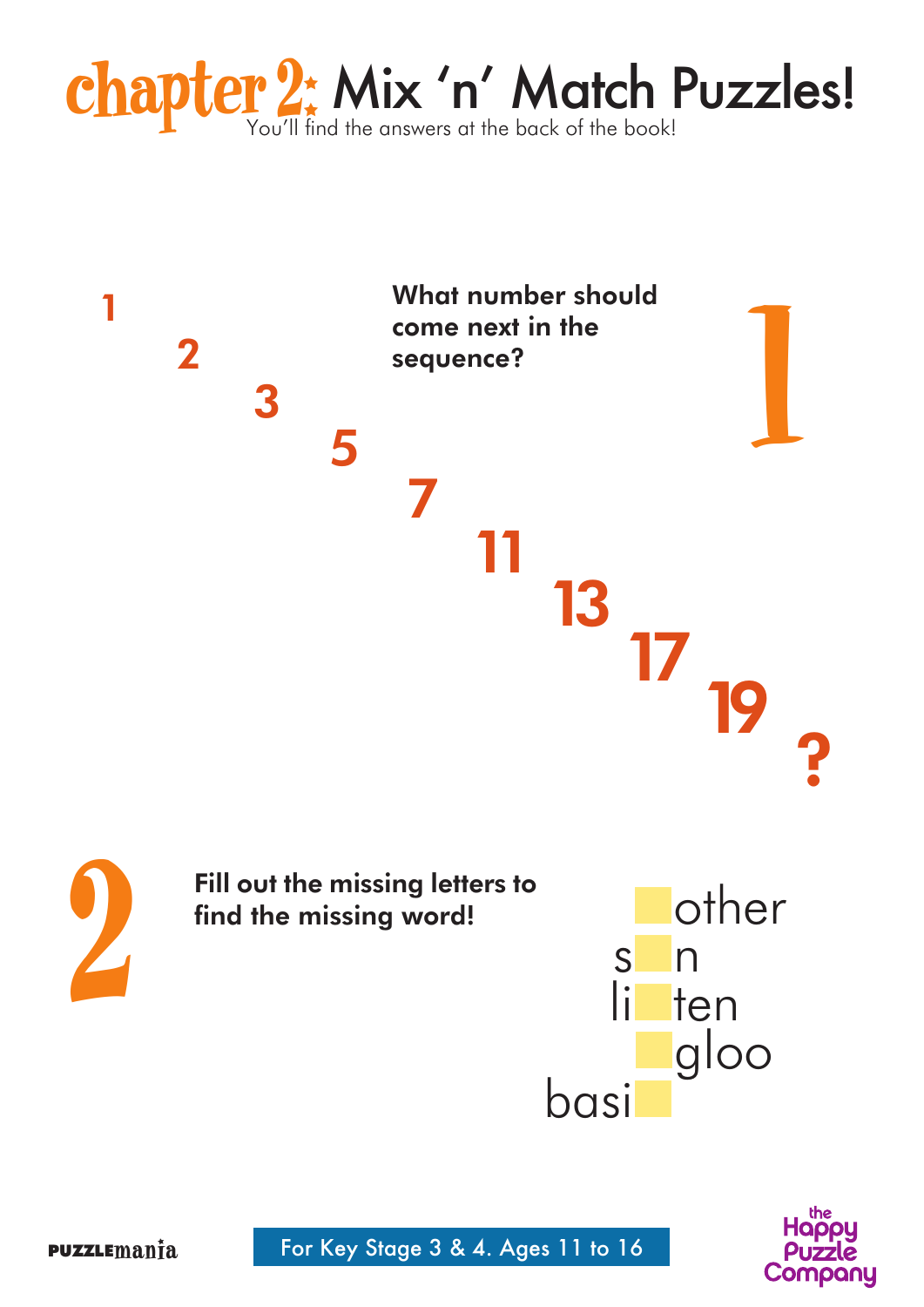# chapter 2: Mix 'n' Match Puzzles!

You'll find the answers at the back of the book!

## 1

**What number should come next in the sequence?**

1 2 3 5 7 11 13 17 19 ?

## 2

**Fill out the missing letters to find the missing word!**

\_other
s\_n
li\_ten
\_gloo
basi\_

For Key Stage 3 & 4. Ages 11 to 16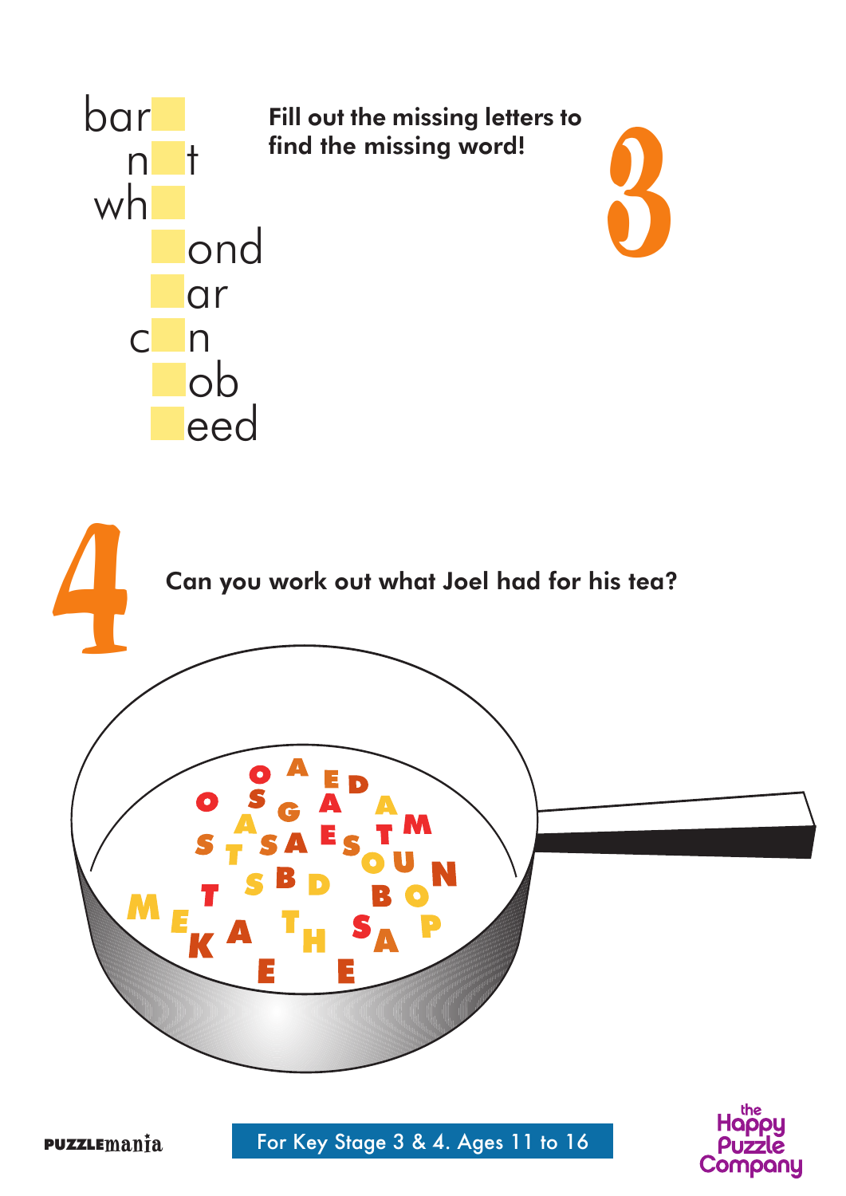## 3

Fill out the missing letters to find the missing word!

bar_
n_t
wh_
_ond
_ar
c_n
_ob
_eed

## 4

Can you work out what Joel had for his tea?

O A E D
O S G A A
A T M
S T S A E S
O U N
T S B D B O
M E K A T H S A P
E E

For Key Stage 3 & 4. Ages 11 to 16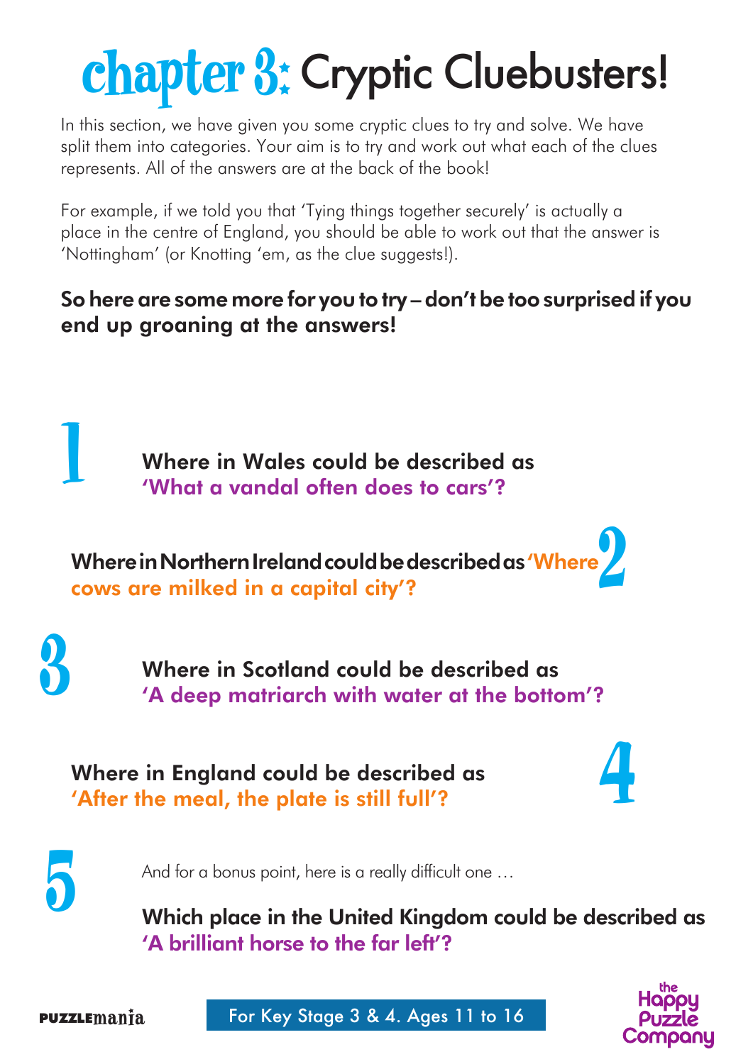# chapter 3: Cryptic Cluebusters!

In this section, we have given you some cryptic clues to try and solve. We have split them into categories. Your aim is to try and work out what each of the clues represents. All of the answers are at the back of the book!

For example, if we told you that 'Tying things together securely' is actually a place in the centre of England, you should be able to work out that the answer is 'Nottingham' (or Knotting 'em, as the clue suggests!).

**So here are some more for you to try – don't be too surprised if you end up groaning at the answers!**

**1**

**Where in Wales could be described as 'What a vandal often does to cars'?**

**2**

**Where in Northern Ireland could be described as 'Where cows are milked in a capital city'?**

**3**

**Where in Scotland could be described as 'A deep matriarch with water at the bottom'?**

**4**

**Where in England could be described as 'After the meal, the plate is still full'?**

**5**

And for a bonus point, here is a really difficult one …

**Which place in the United Kingdom could be described as 'A brilliant horse to the far left'?**

For Key Stage 3 & 4. Ages 11 to 16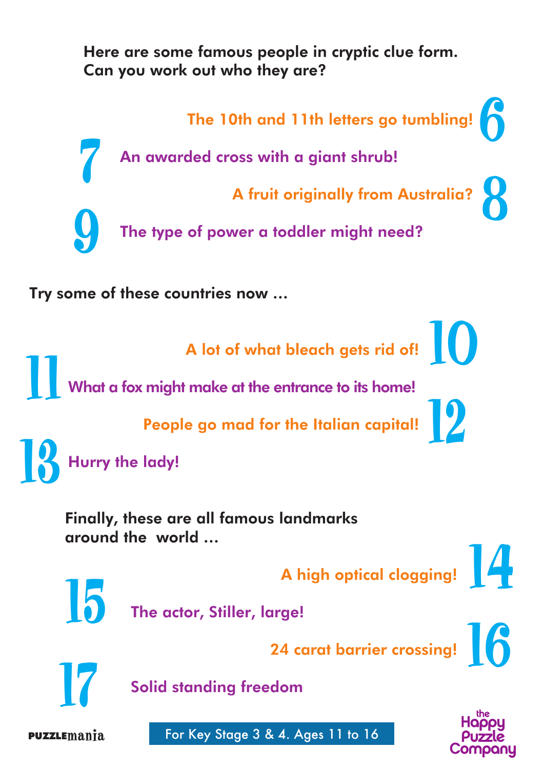Here are some famous people in cryptic clue form. Can you work out who they are?

6. The 10th and 11th letters go tumbling!

7. An awarded cross with a giant shrub!

8. A fruit originally from Australia?

9. The type of power a toddler might need?

Try some of these countries now ...

10. A lot of what bleach gets rid of!

11. What a fox might make at the entrance to its home!

12. People go mad for the Italian capital!

13. Hurry the lady!

Finally, these are all famous landmarks around the world ...

14. A high optical clogging!

15. The actor, Stiller, large!

16. 24 carat barrier crossing!

17. Solid standing freedom

PUZZLEmania

For Key Stage 3 & 4. Ages 11 to 16

the Happy Puzzle Company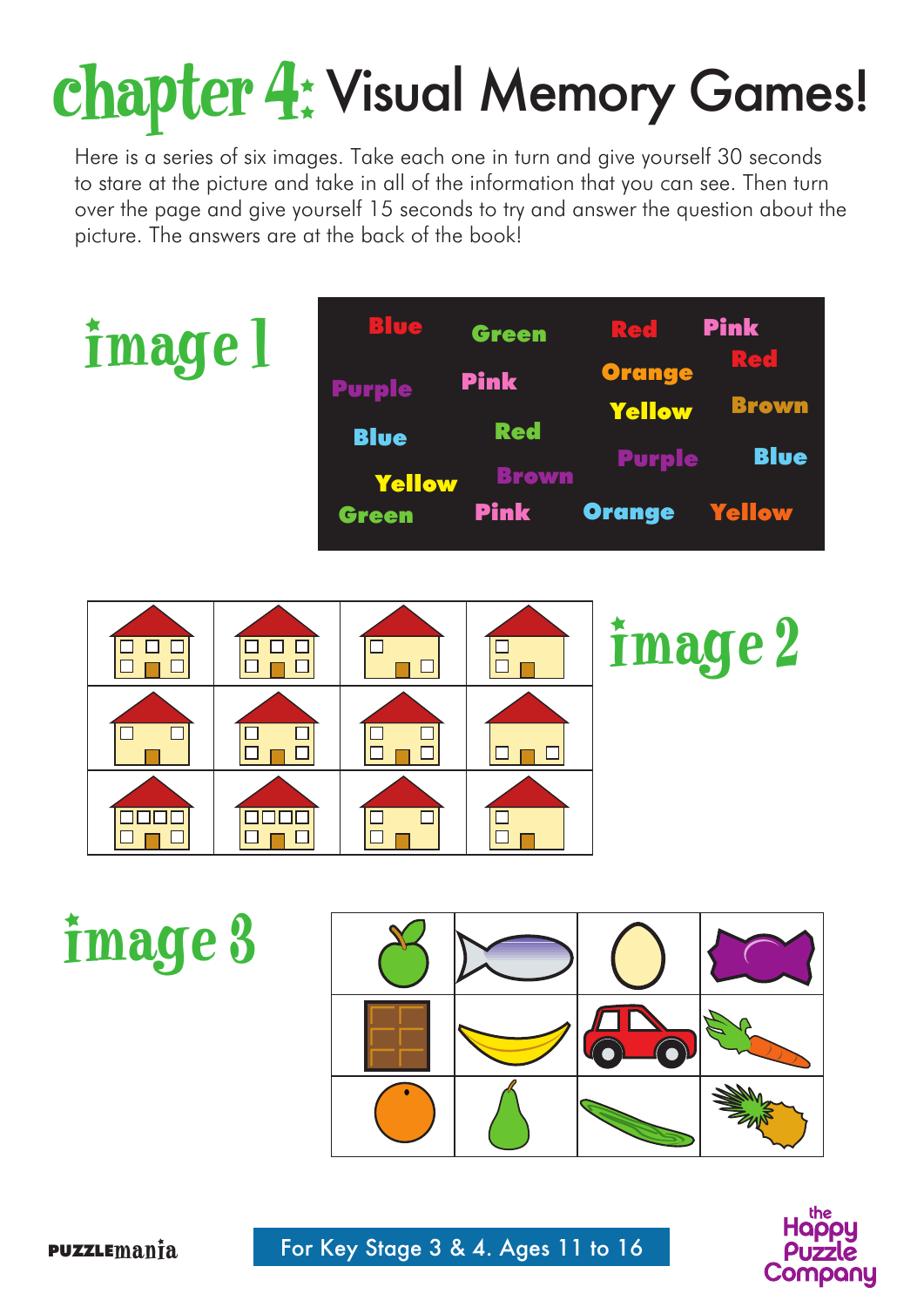# chapter 4: Visual Memory Games!

Here is a series of six images. Take each one in turn and give yourself 30 seconds to stare at the picture and take in all of the information that you can see. Then turn over the page and give yourself 15 seconds to try and answer the question about the picture. The answers are at the back of the book!

## image 1

Blue Green Red Pink
Red
Purple Pink Orange
Yellow Brown
Blue Red
Purple Blue
Yellow Brown
Green Pink Orange Yellow

## image 2

## image 3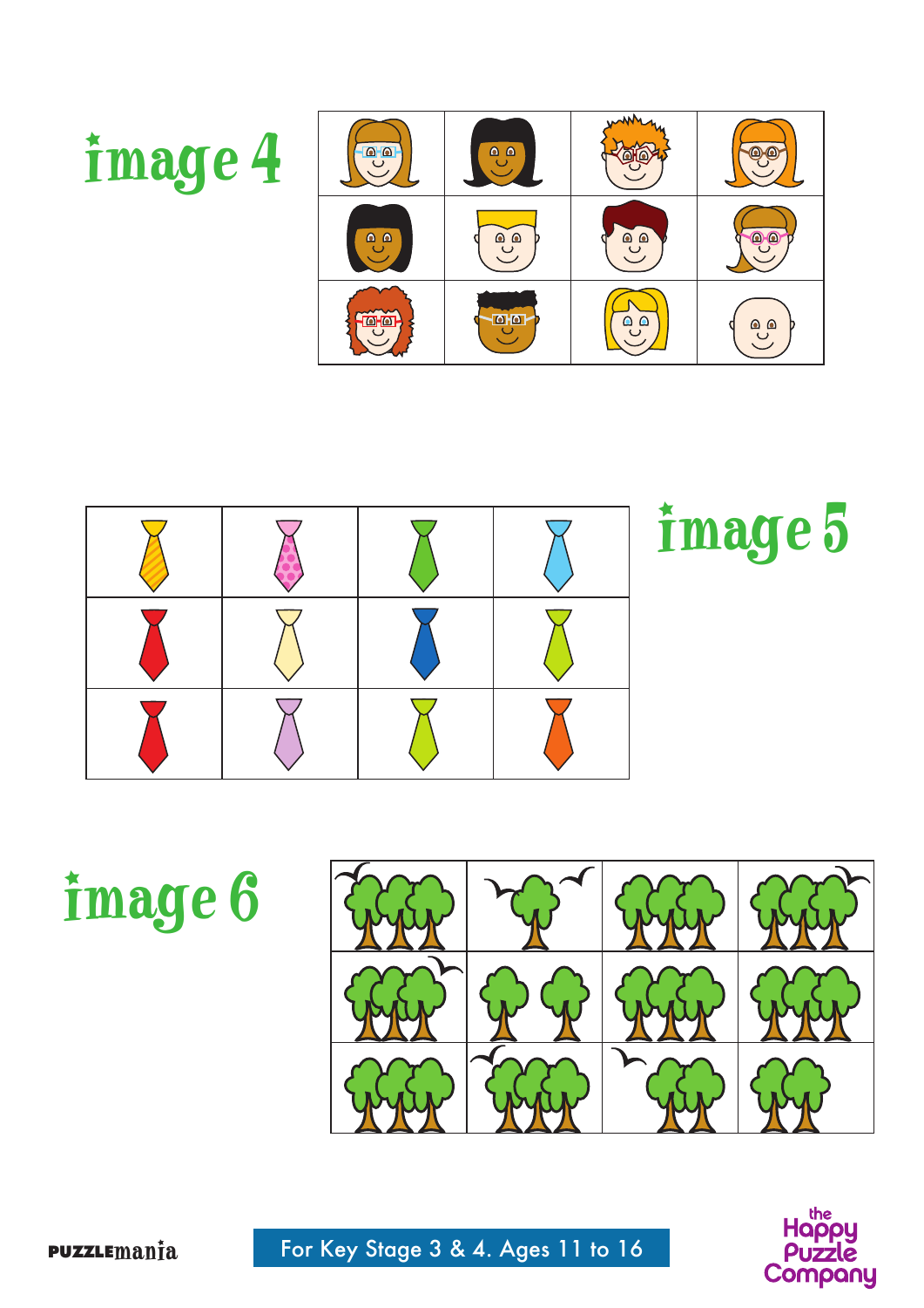# image 4

# image 5

# image 6

For Key Stage 3 & 4. Ages 11 to 16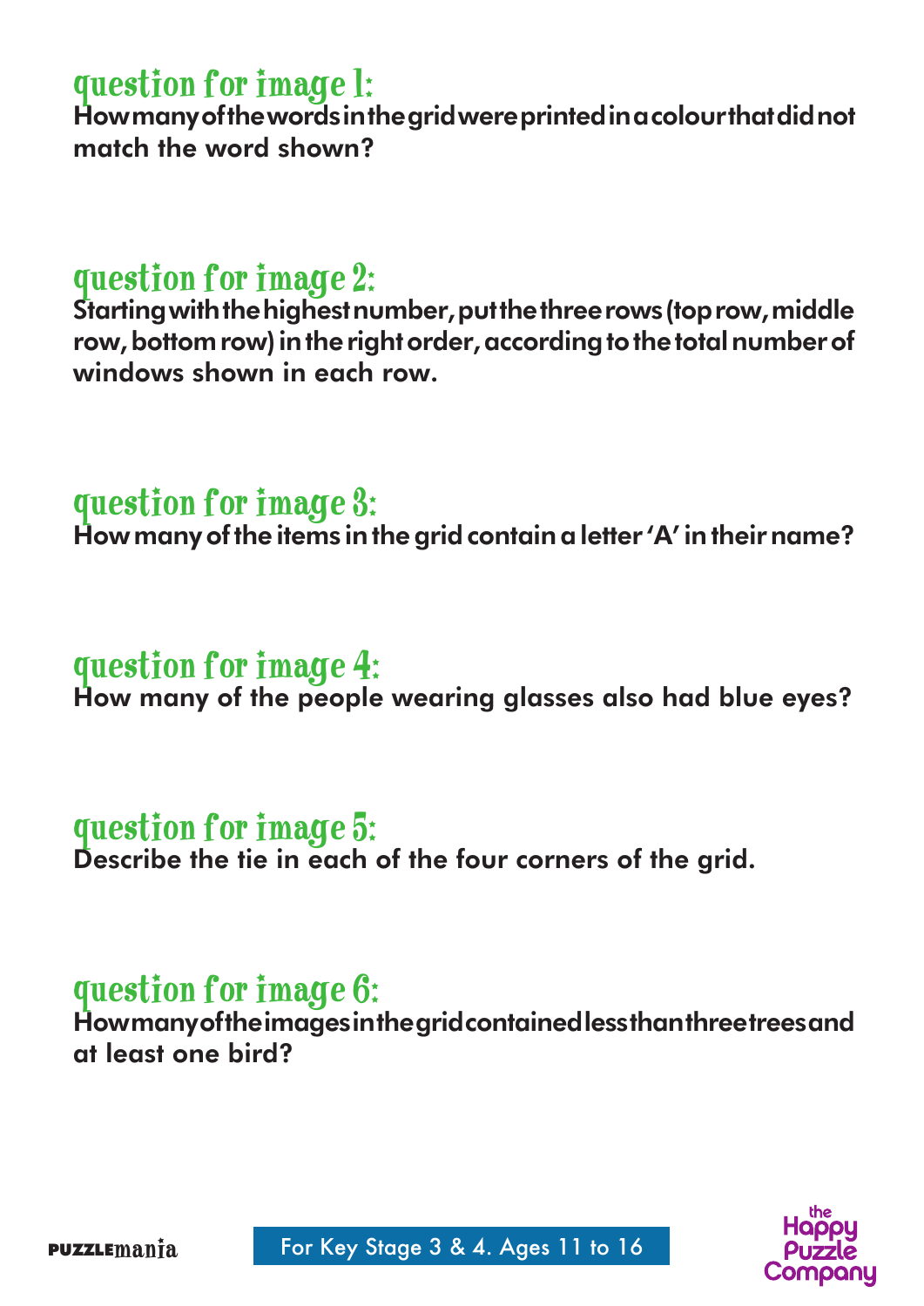## question for image 1:

**How many of the words in the grid were printed in a colour that did not match the word shown?**

## question for image 2:

**Starting with the highest number, put the three rows (top row, middle row, bottom row) in the right order, according to the total number of windows shown in each row.**

## question for image 3:

**How many of the items in the grid contain a letter 'A' in their name?**

## question for image 4:

**How many of the people wearing glasses also had blue eyes?**

## question for image 5:

**Describe the tie in each of the four corners of the grid.**

## question for image 6:

**How many of the images in the grid contained less than three trees and at least one bird?**

PUZZLEmania

For Key Stage 3 & 4. Ages 11 to 16

the Happy Puzzle Company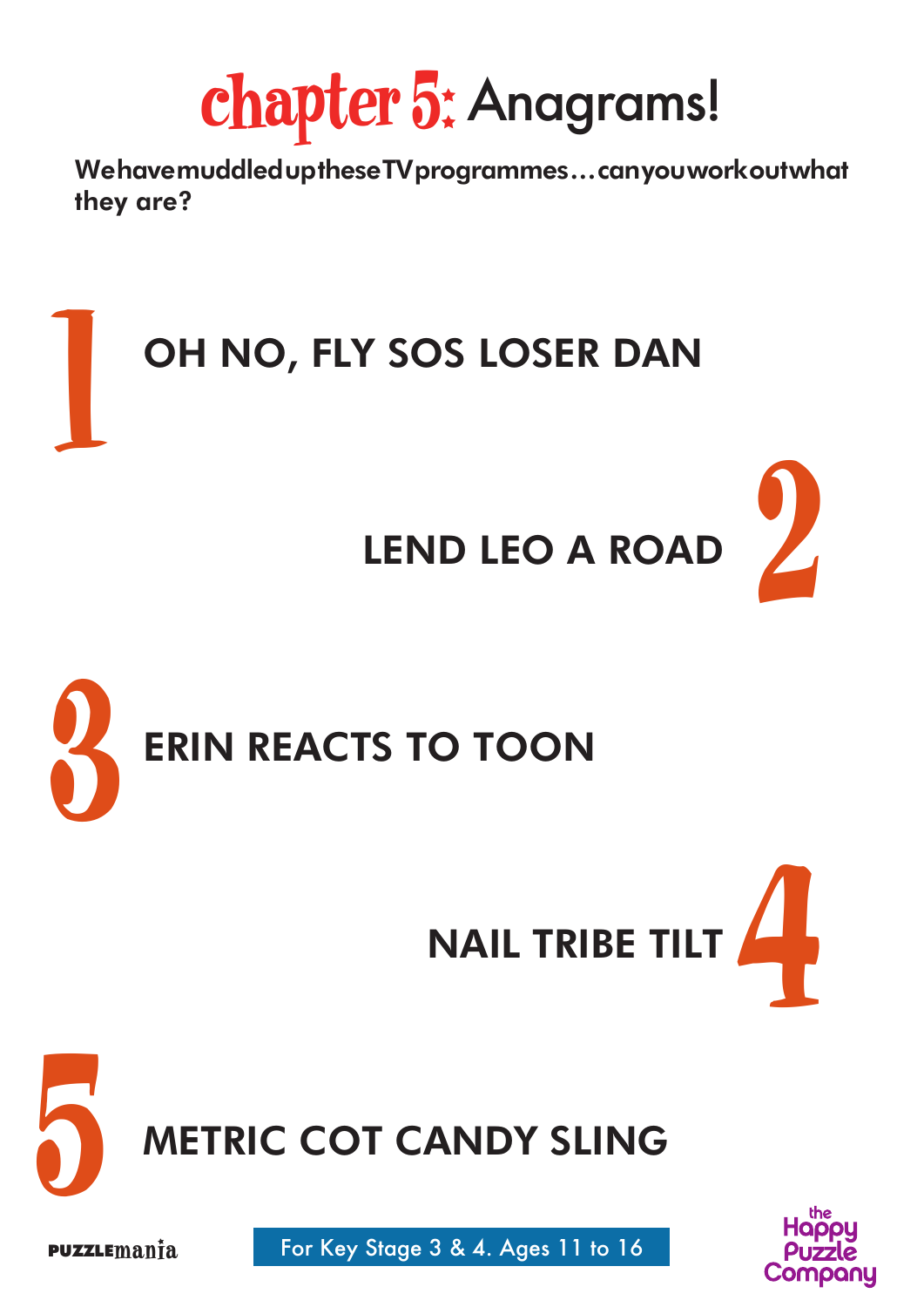# chapter 5: Anagrams!

**We have muddled up these TV programmes… can you work out what they are?**

1. OH NO, FLY SOS LOSER DAN

2. LEND LEO A ROAD

3. ERIN REACTS TO TOON

4. NAIL TRIBE TILT

5. METRIC COT CANDY SLING

PUZZLEmania

For Key Stage 3 & 4. Ages 11 to 16

the Happy Puzzle Company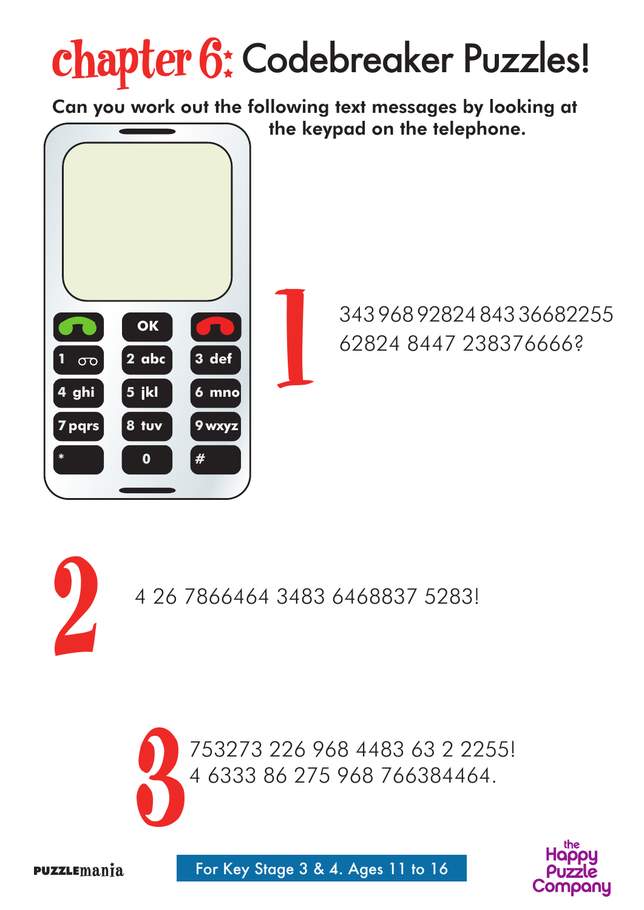# chapter 6: Codebreaker Puzzles!

**Can you work out the following text messages by looking at the keypad on the telephone.**

| | | |
|---|---|---|
| (green call) | OK | (red end) |
| 1 | 2 abc | 3 def |
| 4 ghi | 5 jkl | 6 mno |
| 7 pqrs | 8 tuv | 9 wxyz |
| * | 0 | # |

## 1

343 968 92824 843 36682255 62824 8447 238376666?

## 2

4 26 7866464 3483 6468837 5283!

## 3

753273 226 968 4483 63 2 2255! 4 6333 86 275 968 766384464.

PUZZLEmania

For Key Stage 3 & 4. Ages 11 to 16

the Happy Puzzle Company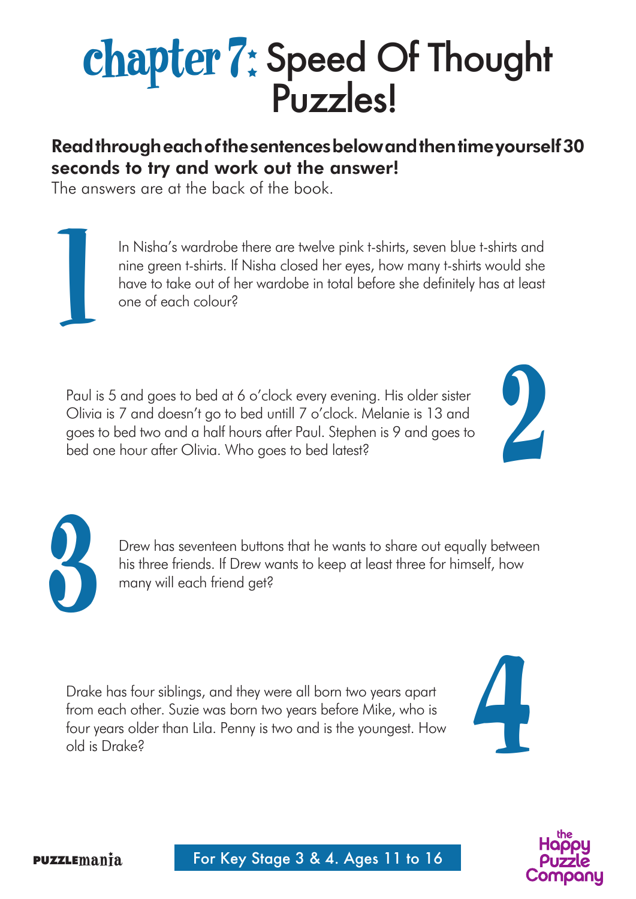# chapter 7: Speed Of Thought Puzzles!

**Read through each of the sentences below and then time yourself 30 seconds to try and work out the answer!**

The answers are at the back of the book.

## 1

In Nisha's wardrobe there are twelve pink t-shirts, seven blue t-shirts and nine green t-shirts. If Nisha closed her eyes, how many t-shirts would she have to take out of her wardobe in total before she definitely has at least one of each colour?

## 2

Paul is 5 and goes to bed at 6 o'clock every evening. His older sister Olivia is 7 and doesn't go to bed untill 7 o'clock. Melanie is 13 and goes to bed two and a half hours after Paul. Stephen is 9 and goes to bed one hour after Olivia. Who goes to bed latest?

## 3

Drew has seventeen buttons that he wants to share out equally between his three friends. If Drew wants to keep at least three for himself, how many will each friend get?

## 4

Drake has four siblings, and they were all born two years apart from each other. Suzie was born two years before Mike, who is four years older than Lila. Penny is two and is the youngest. How old is Drake?

PUZZLEmania

For Key Stage 3 & 4. Ages 11 to 16

the Happy Puzzle Company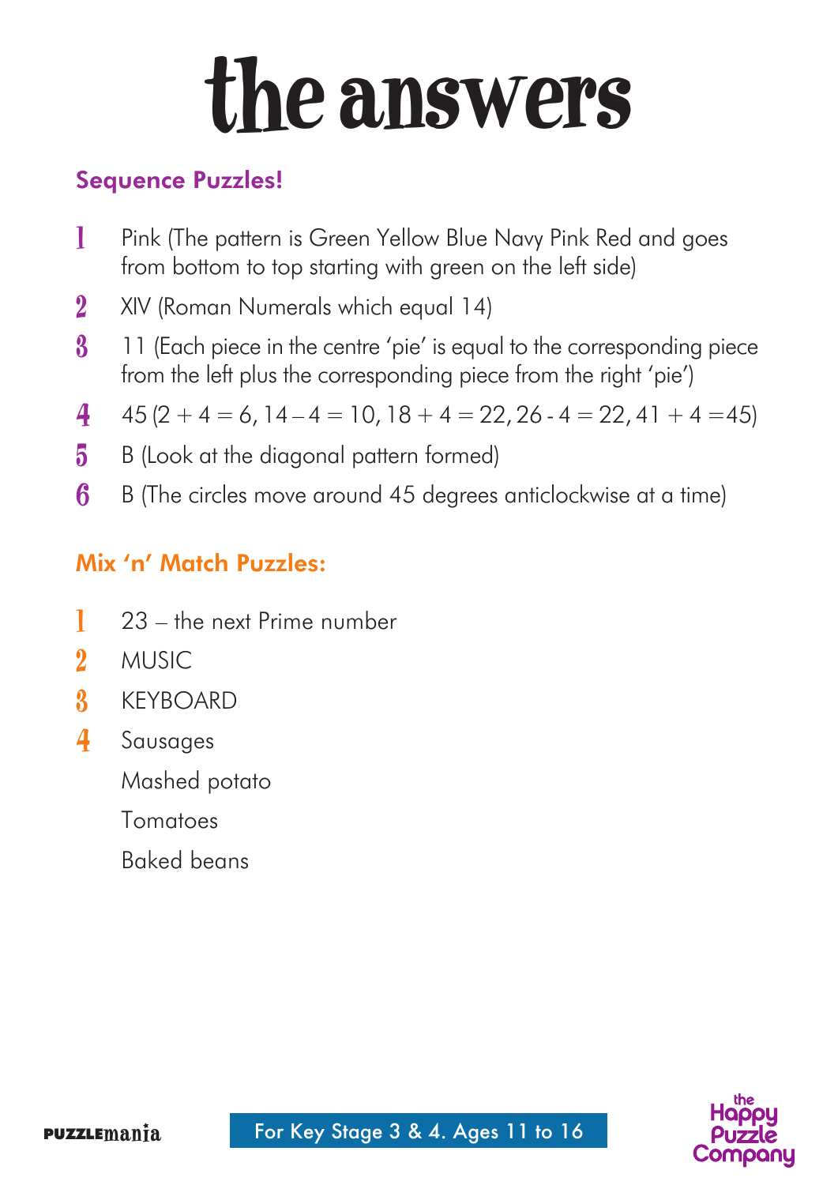# the answers

## Sequence Puzzles!

1. Pink (The pattern is Green Yellow Blue Navy Pink Red and goes from bottom to top starting with green on the left side)
2. XIV (Roman Numerals which equal 14)
3. 11 (Each piece in the centre 'pie' is equal to the corresponding piece from the left plus the corresponding piece from the right 'pie')
4. 45 ($2 + 4 = 6$, $14 – 4 = 10$, $18 + 4 = 22$, $26 - 4 = 22$, $41 + 4 = 45$)
5. B (Look at the diagonal pattern formed)
6. B (The circles move around 45 degrees anticlockwise at a time)

## Mix 'n' Match Puzzles:

1. 23 – the next Prime number
2. MUSIC
3. KEYBOARD
4. Sausages

   Mashed potato

   Tomatoes

   Baked beans

For Key Stage 3 & 4. Ages 11 to 16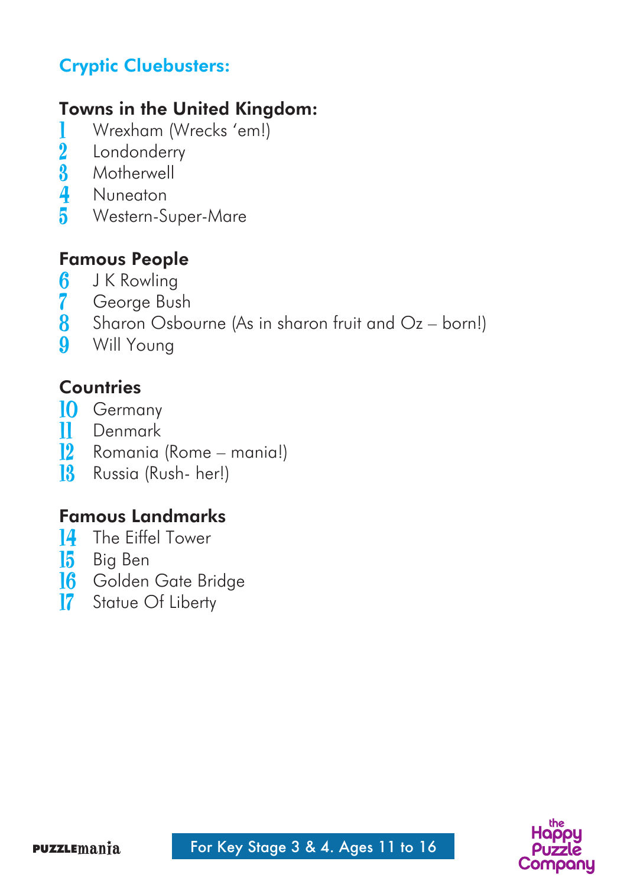## Cryptic Cluebusters:

### Towns in the United Kingdom:

1. Wrexham (Wrecks 'em!)
2. Londonderry
3. Motherwell
4. Nuneaton
5. Western-Super-Mare

### Famous People

6. J K Rowling
7. George Bush
8. Sharon Osbourne (As in sharon fruit and Oz – born!)
9. Will Young

### Countries

10. Germany
11. Denmark
12. Romania (Rome – mania!)
13. Russia (Rush- her!)

### Famous Landmarks

14. The Eiffel Tower
15. Big Ben
16. Golden Gate Bridge
17. Statue Of Liberty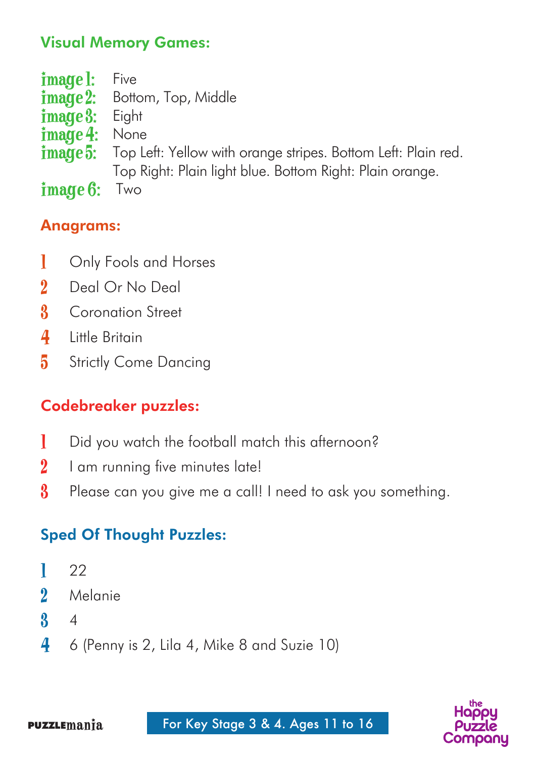## Visual Memory Games:

**image 1:** Five
**image 2:** Bottom, Top, Middle
**image 3:** Eight
**image 4:** None
**image 5:** Top Left: Yellow with orange stripes. Bottom Left: Plain red. Top Right: Plain light blue. Bottom Right: Plain orange.
**image 6:** Two

## Anagrams:

1. Only Fools and Horses
2. Deal Or No Deal
3. Coronation Street
4. Little Britain
5. Strictly Come Dancing

## Codebreaker puzzles:

1. Did you watch the football match this afternoon?
2. I am running five minutes late!
3. Please can you give me a call! I need to ask you something.

## Sped Of Thought Puzzles:

1. 22
2. Melanie
3. 4
4. 6 (Penny is 2, Lila 4, Mike 8 and Suzie 10)

PUZZLEmania

For Key Stage 3 & 4. Ages 11 to 16

the Happy Puzzle Company